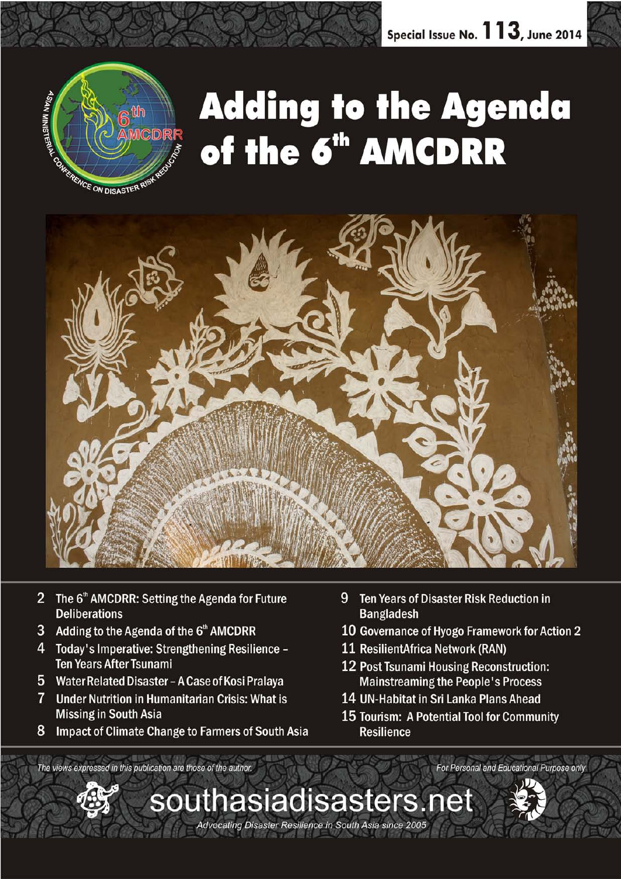Special Issue No. 113, June 2014

# Adding to the Agenda of the 6th AMCDRR

- 2 The 6th AMCDRR: Setting the Agenda for Future Deliberations
- 3 Adding to the Agenda of the 6th AMCDRR
- 4 Today's Imperative: Strengthening Resilience – Ten Years After Tsunami
- 5 Water Related Disaster – A Case of Kosi Pralaya
- 7 Under Nutrition in Humanitarian Crisis: What is Missing in South Asia
- 8 Impact of Climate Change to Farmers of South Asia
- 9 Ten Years of Disaster Risk Reduction in Bangladesh
- 10 Governance of Hyogo Framework for Action 2
- 11 ResilientAfrica Network (RAN)
- 12 Post Tsunami Housing Reconstruction: Mainstreaming the People's Process
- 14 UN-Habitat in Sri Lanka Plans Ahead
- 15 Tourism: A Potential Tool for Community Resilience

*The views expressed in this publication are those of the author.*

*For Personal and Educational Purpose only*

southasiadisasters.net

*Advocating Disaster Resilience in South Asia since 2005*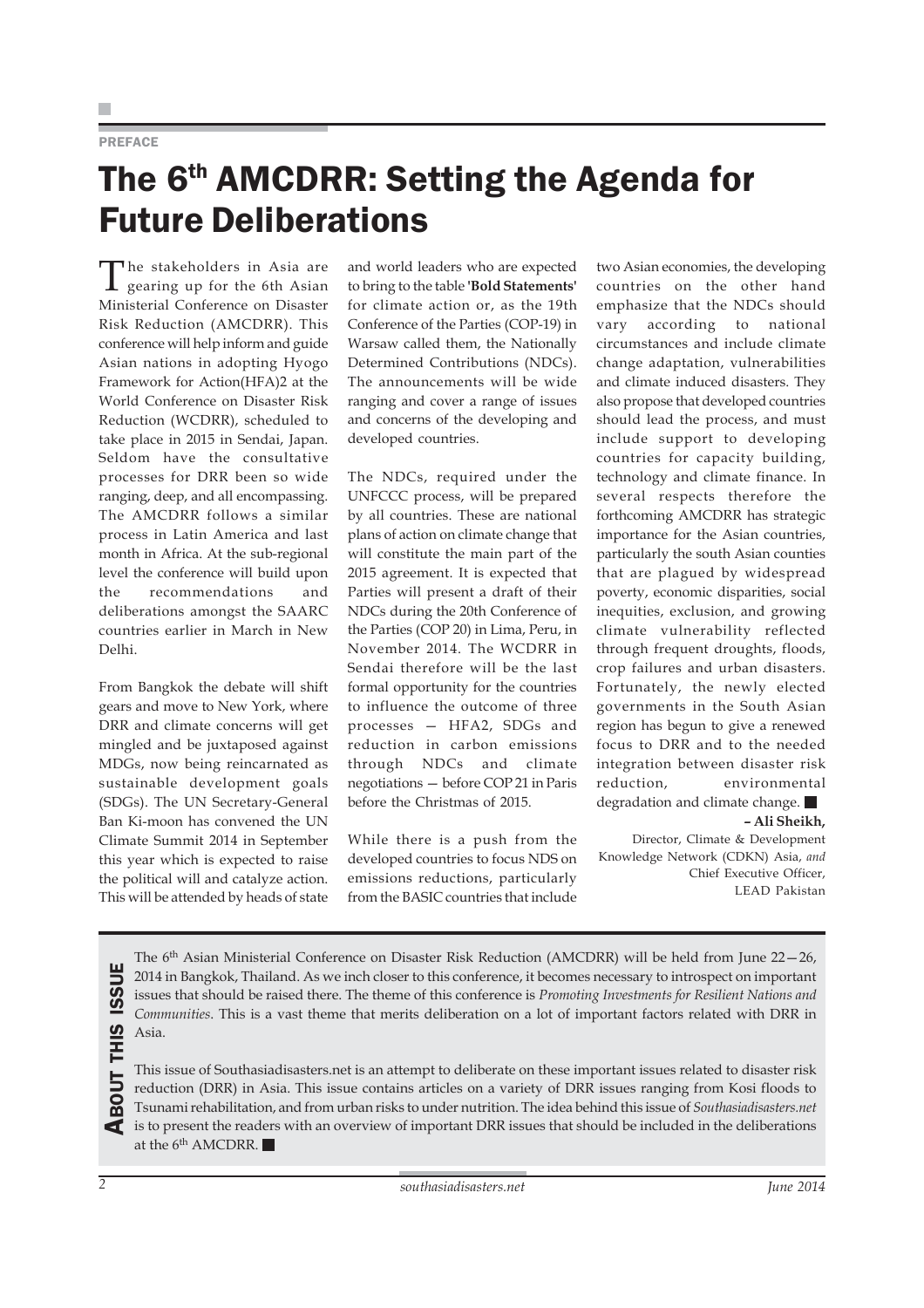PREFACE

# The 6th AMCDRR: Setting the Agenda for Future Deliberations

The stakeholders in Asia are gearing up for the 6th Asian Ministerial Conference on Disaster Risk Reduction (AMCDRR). This conference will help inform and guide Asian nations in adopting Hyogo Framework for Action(HFA)2 at the World Conference on Disaster Risk Reduction (WCDRR), scheduled to take place in 2015 in Sendai, Japan. Seldom have the consultative processes for DRR been so wide ranging, deep, and all encompassing. The AMCDRR follows a similar process in Latin America and last month in Africa. At the sub-regional level the conference will build upon the recommendations and deliberations amongst the SAARC countries earlier in March in New Delhi.

From Bangkok the debate will shift gears and move to New York, where DRR and climate concerns will get mingled and be juxtaposed against MDGs, now being reincarnated as sustainable development goals (SDGs). The UN Secretary-General Ban Ki-moon has convened the UN Climate Summit 2014 in September this year which is expected to raise the political will and catalyze action. This will be attended by heads of state and world leaders who are expected to bring to the table **'Bold Statements'** for climate action or, as the 19th Conference of the Parties (COP-19) in Warsaw called them, the Nationally Determined Contributions (NDCs). The announcements will be wide ranging and cover a range of issues and concerns of the developing and developed countries.

The NDCs, required under the UNFCCC process, will be prepared by all countries. These are national plans of action on climate change that will constitute the main part of the 2015 agreement. It is expected that Parties will present a draft of their NDCs during the 20th Conference of the Parties (COP 20) in Lima, Peru, in November 2014. The WCDRR in Sendai therefore will be the last formal opportunity for the countries to influence the outcome of three processes — HFA2, SDGs and reduction in carbon emissions through NDCs and climate negotiations — before COP 21 in Paris before the Christmas of 2015.

While there is a push from the developed countries to focus NDS on emissions reductions, particularly from the BASIC countries that include two Asian economies, the developing countries on the other hand emphasize that the NDCs should vary according to national circumstances and include climate change adaptation, vulnerabilities and climate induced disasters. They also propose that developed countries should lead the process, and must include support to developing countries for capacity building, technology and climate finance. In several respects therefore the forthcoming AMCDRR has strategic importance for the Asian countries, particularly the south Asian counties that are plagued by widespread poverty, economic disparities, social inequities, exclusion, and growing climate vulnerability reflected through frequent droughts, floods, crop failures and urban disasters. Fortunately, the newly elected governments in the South Asian region has begun to give a renewed focus to DRR and to the needed integration between disaster risk reduction, environmental degradation and climate change. ■

**– Ali Sheikh,**
Director, Climate & Development Knowledge Network (CDKN) Asia, *and* Chief Executive Officer, LEAD Pakistan

## About This Issue

The 6th Asian Ministerial Conference on Disaster Risk Reduction (AMCDRR) will be held from June 22—26, 2014 in Bangkok, Thailand. As we inch closer to this conference, it becomes necessary to introspect on important issues that should be raised there. The theme of this conference is *Promoting Investments for Resilient Nations and Communities*. This is a vast theme that merits deliberation on a lot of important factors related with DRR in Asia.

This issue of Southasiadisasters.net is an attempt to deliberate on these important issues related to disaster risk reduction (DRR) in Asia. This issue contains articles on a variety of DRR issues ranging from Kosi floods to Tsunami rehabilitation, and from urban risks to under nutrition. The idea behind this issue of *Southasiadisasters.net* is to present the readers with an overview of important DRR issues that should be included in the deliberations at the 6th AMCDRR. ■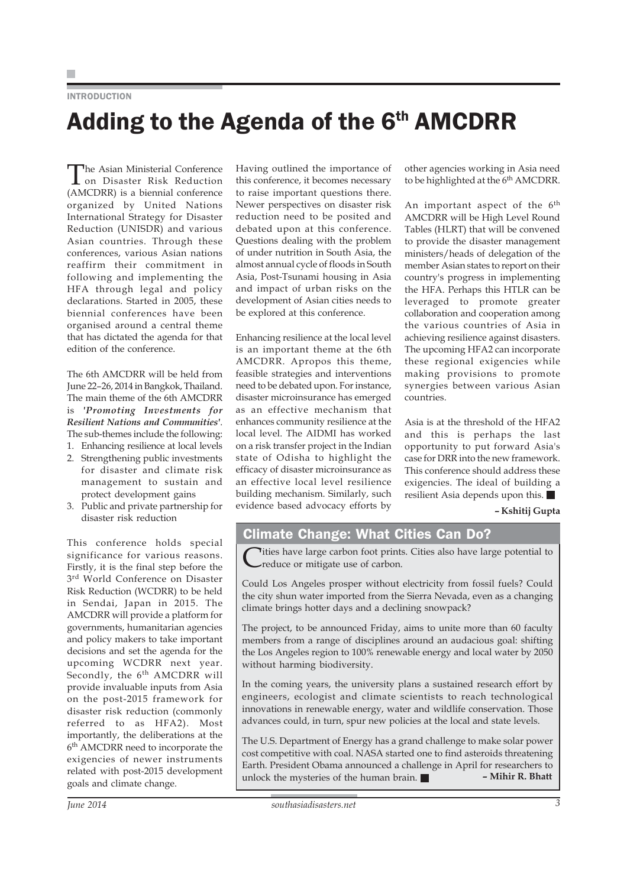INTRODUCTION

# Adding to the Agenda of the 6th AMCDRR

The Asian Ministerial Conference on Disaster Risk Reduction (AMCDRR) is a biennial conference organized by United Nations International Strategy for Disaster Reduction (UNISDR) and various Asian countries. Through these conferences, various Asian nations reaffirm their commitment in following and implementing the HFA through legal and policy declarations. Started in 2005, these biennial conferences have been organised around a central theme that has dictated the agenda for that edition of the conference.

The 6th AMCDRR will be held from June 22–26, 2014 in Bangkok, Thailand. The main theme of the 6th AMCDRR is ***'Promoting Investments for Resilient Nations and Communities'***. The sub-themes include the following:

1. Enhancing resilience at local levels
2. Strengthening public investments for disaster and climate risk management to sustain and protect development gains
3. Public and private partnership for disaster risk reduction

This conference holds special significance for various reasons. Firstly, it is the final step before the 3rd World Conference on Disaster Risk Reduction (WCDRR) to be held in Sendai, Japan in 2015. The AMCDRR will provide a platform for governments, humanitarian agencies and policy makers to take important decisions and set the agenda for the upcoming WCDRR next year. Secondly, the 6th AMCDRR will provide invaluable inputs from Asia on the post-2015 framework for disaster risk reduction (commonly referred to as HFA2). Most importantly, the deliberations at the 6th AMCDRR need to incorporate the exigencies of newer instruments related with post-2015 development goals and climate change.

Having outlined the importance of this conference, it becomes necessary to raise important questions there. Newer perspectives on disaster risk reduction need to be posited and debated upon at this conference. Questions dealing with the problem of under nutrition in South Asia, the almost annual cycle of floods in South Asia, Post-Tsunami housing in Asia and impact of urban risks on the development of Asian cities needs to be explored at this conference.

Enhancing resilience at the local level is an important theme at the 6th AMCDRR. Apropos this theme, feasible strategies and interventions need to be debated upon. For instance, disaster microinsurance has emerged as an effective mechanism that enhances community resilience at the local level. The AIDMI has worked on a risk transfer project in the Indian state of Odisha to highlight the efficacy of disaster microinsurance as an effective local level resilience building mechanism. Similarly, such evidence based advocacy efforts by other agencies working in Asia need to be highlighted at the 6th AMCDRR.

An important aspect of the 6th AMCDRR will be High Level Round Tables (HLRT) that will be convened to provide the disaster management ministers/heads of delegation of the member Asian states to report on their country's progress in implementing the HFA. Perhaps this HTLR can be leveraged to promote greater collaboration and cooperation among the various countries of Asia in achieving resilience against disasters. The upcoming HFA2 can incorporate these regional exigencies while making provisions to promote synergies between various Asian countries.

Asia is at the threshold of the HFA2 and this is perhaps the last opportunity to put forward Asia's case for DRR into the new framework. This conference should address these exigencies. The ideal of building a resilient Asia depends upon this. ■

**– Kshitij Gupta**

## Climate Change: What Cities Can Do?

Cities have large carbon foot prints. Cities also have large potential to reduce or mitigate use of carbon.

Could Los Angeles prosper without electricity from fossil fuels? Could the city shun water imported from the Sierra Nevada, even as a changing climate brings hotter days and a declining snowpack?

The project, to be announced Friday, aims to unite more than 60 faculty members from a range of disciplines around an audacious goal: shifting the Los Angeles region to 100% renewable energy and local water by 2050 without harming biodiversity.

In the coming years, the university plans a sustained research effort by engineers, ecologist and climate scientists to reach technological innovations in renewable energy, water and wildlife conservation. Those advances could, in turn, spur new policies at the local and state levels.

The U.S. Department of Energy has a grand challenge to make solar power cost competitive with coal. NASA started one to find asteroids threatening Earth. President Obama announced a challenge in April for researchers to unlock the mysteries of the human brain. ■

**– Mihir R. Bhatt**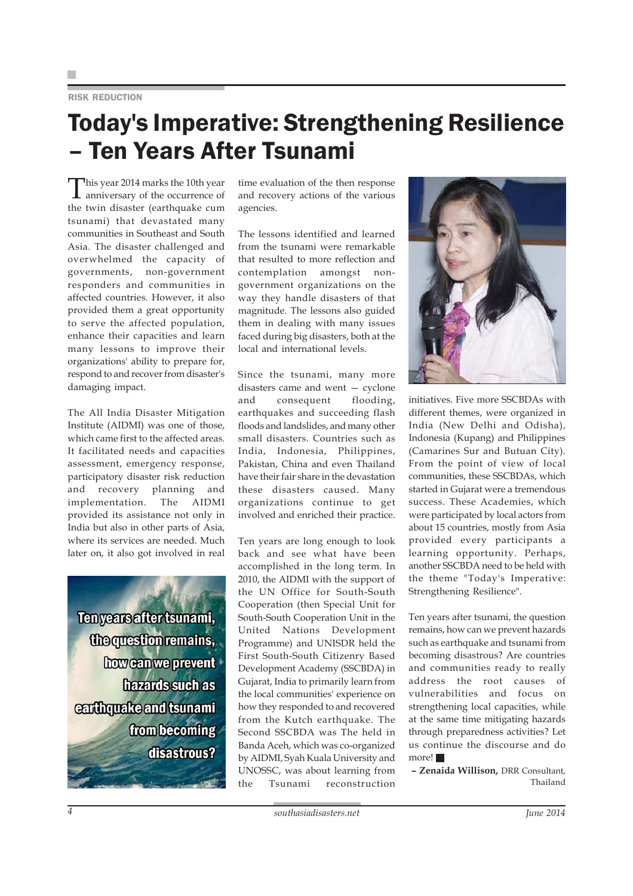RISK REDUCTION

# Today's Imperative: Strengthening Resilience – Ten Years After Tsunami

This year 2014 marks the 10th year anniversary of the occurrence of the twin disaster (earthquake cum tsunami) that devastated many communities in Southeast and South Asia. The disaster challenged and overwhelmed the capacity of governments, non-government responders and communities in affected countries. However, it also provided them a great opportunity to serve the affected population, enhance their capacities and learn many lessons to improve their organizations' ability to prepare for, respond to and recover from disaster's damaging impact.

The All India Disaster Mitigation Institute (AIDMI) was one of those, which came first to the affected areas. It facilitated needs and capacities assessment, emergency response, participatory disaster risk reduction and recovery planning and implementation. The AIDMI provided its assistance not only in India but also in other parts of Asia, where its services are needed. Much later on, it also got involved in real time evaluation of the then response and recovery actions of the various agencies.

**Ten years after tsunami, the question remains, how can we prevent hazards such as earthquake and tsunami from becoming disastrous?**

The lessons identified and learned from the tsunami were remarkable that resulted to more reflection and contemplation amongst non-government organizations on the way they handle disasters of that magnitude. The lessons also guided them in dealing with many issues faced during big disasters, both at the local and international levels.

Since the tsunami, many more disasters came and went — cyclone and consequent flooding, earthquakes and succeeding flash floods and landslides, and many other small disasters. Countries such as India, Indonesia, Philippines, Pakistan, China and even Thailand have their fair share in the devastation these disasters caused. Many organizations continue to get involved and enriched their practice.

Ten years are long enough to look back and see what have been accomplished in the long term. In 2010, the AIDMI with the support of the UN Office for South-South Cooperation (then Special Unit for South-South Cooperation Unit in the United Nations Development Programme) and UNISDR held the First South-South Citizenry Based Development Academy (SSCBDA) in Gujarat, India to primarily learn from the local communities' experience on how they responded to and recovered from the Kutch earthquake. The Second SSCBDA was The held in Banda Aceh, which was co-organized by AIDMI, Syah Kuala University and UNOSSC, was about learning from the Tsunami reconstruction initiatives. Five more SSCBDAs with different themes, were organized in India (New Delhi and Odisha), Indonesia (Kupang) and Philippines (Camarines Sur and Butuan City). From the point of view of local communities, these SSCBDAs, which started in Gujarat were a tremendous success. These Academies, which were participated by local actors from about 15 countries, mostly from Asia provided every participants a learning opportunity. Perhaps, another SSCBDA need to be held with the theme "Today's Imperative: Strengthening Resilience".

Ten years after tsunami, the question remains, how can we prevent hazards such as earthquake and tsunami from becoming disastrous? Are countries and communities ready to really address the root causes of vulnerabilities and focus on strengthening local capacities, while at the same time mitigating hazards through preparedness activities? Let us continue the discourse and do more!

**– Zenaida Willison,** DRR Consultant, Thailand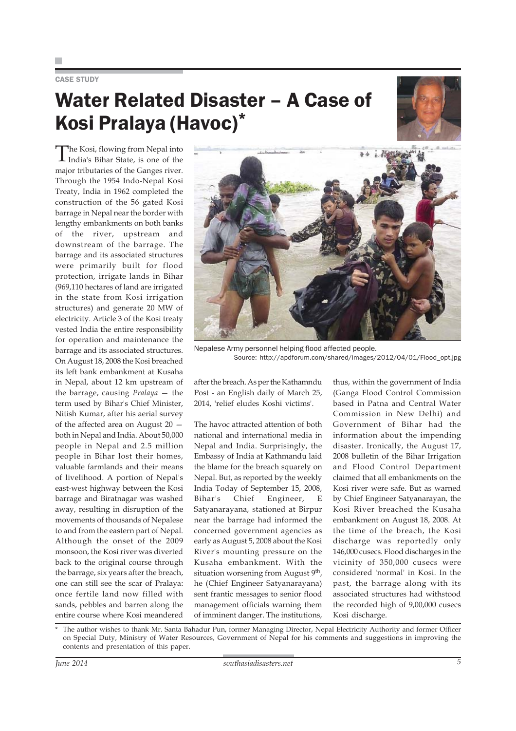CASE STUDY

# Water Related Disaster – A Case of Kosi Pralaya (Havoc)*

The Kosi, flowing from Nepal into India's Bihar State, is one of the major tributaries of the Ganges river. Through the 1954 Indo-Nepal Kosi Treaty, India in 1962 completed the construction of the 56 gated Kosi barrage in Nepal near the border with lengthy embankments on both banks of the river, upstream and downstream of the barrage. The barrage and its associated structures were primarily built for flood protection, irrigate lands in Bihar (969,110 hectares of land are irrigated in the state from Kosi irrigation structures) and generate 20 MW of electricity. Article 3 of the Kosi treaty vested India the entire responsibility for operation and maintenance the barrage and its associated structures. On August 18, 2008 the Kosi breached its left bank embankment at Kusaha in Nepal, about 12 km upstream of the barrage, causing *Pralaya* — the term used by Bihar's Chief Minister, Nitish Kumar, after his aerial survey of the affected area on August 20 — both in Nepal and India. About 50,000 people in Nepal and 2.5 million people in Bihar lost their homes, valuable farmlands and their means of livelihood. A portion of Nepal's east-west highway between the Kosi barrage and Biratnagar was washed away, resulting in disruption of the movements of thousands of Nepalese to and from the eastern part of Nepal. Although the onset of the 2009 monsoon, the Kosi river was diverted back to the original course through the barrage, six years after the breach, one can still see the scar of Pralaya: once fertile land now filled with sands, pebbles and barren along the entire course where Kosi meandered after the breach. As per the Kathamndu Post - an English daily of March 25, 2014, 'relief eludes Koshi victims'.

Nepalese Army personnel helping flood affected people.
Source: http://apdforum.com/shared/images/2012/04/01/Flood_opt.jpg

The havoc attracted attention of both national and international media in Nepal and India. Surprisingly, the Embassy of India at Kathmandu laid the blame for the breach squarely on Nepal. But, as reported by the weekly India Today of September 15, 2008, Bihar's Chief Engineer, E Satyanarayana, stationed at Birpur near the barrage had informed the concerned government agencies as early as August 5, 2008 about the Kosi River's mounting pressure on the Kusaha embankment. With the situation worsening from August 9th, he (Chief Engineer Satyanarayana) sent frantic messages to senior flood management officials warning them of imminent danger. The institutions, thus, within the government of India (Ganga Flood Control Commission based in Patna and Central Water Commission in New Delhi) and Government of Bihar had the information about the impending disaster. Ironically, the August 17, 2008 bulletin of the Bihar Irrigation and Flood Control Department claimed that all embankments on the Kosi river were safe. But as warned by Chief Engineer Satyanarayan, the Kosi River breached the Kusaha embankment on August 18, 2008. At the time of the breach, the Kosi discharge was reportedly only 146,000 cusecs. Flood discharges in the vicinity of 350,000 cusecs were considered 'normal' in Kosi. In the past, the barrage along with its associated structures had withstood the recorded high of 9,00,000 cusecs Kosi discharge.

\* The author wishes to thank Mr. Santa Bahadur Pun, former Managing Director, Nepal Electricity Authority and former Officer on Special Duty, Ministry of Water Resources, Government of Nepal for his comments and suggestions in improving the contents and presentation of this paper.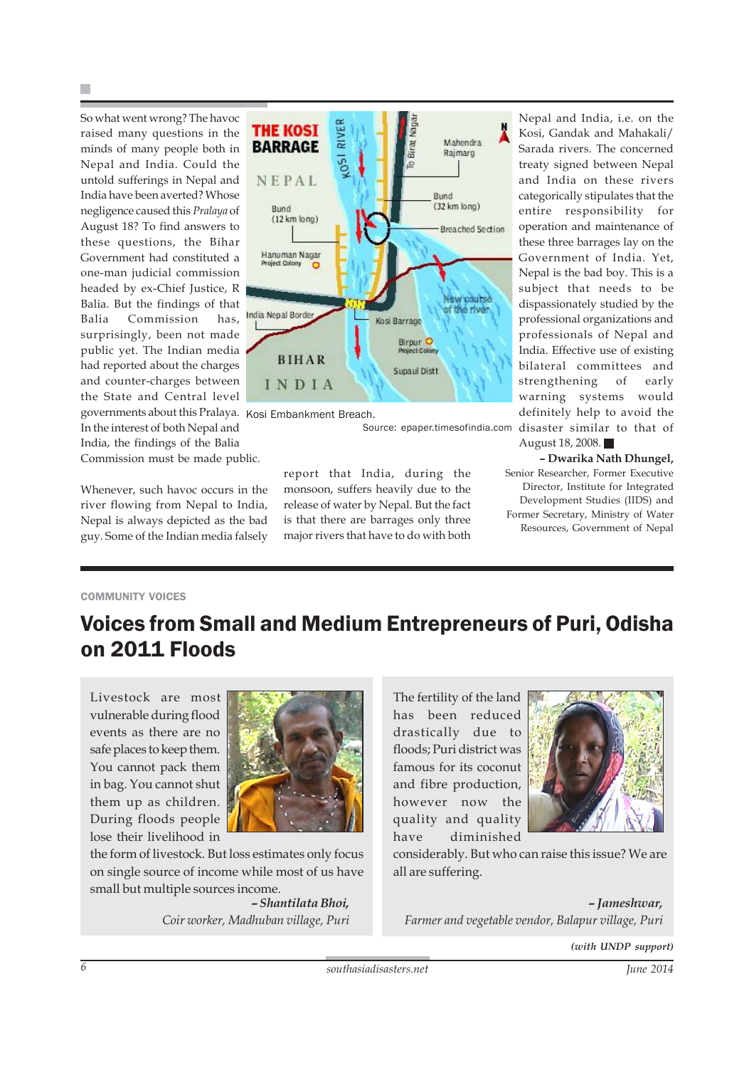So what went wrong? The havoc raised many questions in the minds of many people both in Nepal and India. Could the untold sufferings in Nepal and India have been averted? Whose negligence caused this *Pralaya* of August 18? To find answers to these questions, the Bihar Government had constituted a one-man judicial commission headed by ex-Chief Justice, R Balia. But the findings of that Balia Commission has, surprisingly, been not made public yet. The Indian media had reported about the charges and counter-charges between the State and Central level governments about this Pralaya. In the interest of both Nepal and India, the findings of the Balia Commission must be made public.

Kosi Embankment Breach.

Source: epaper.timesofindia.com

Whenever, such havoc occurs in the river flowing from Nepal to India, Nepal is always depicted as the bad guy. Some of the Indian media falsely report that India, during the monsoon, suffers heavily due to the release of water by Nepal. But the fact is that there are barrages only three major rivers that have to do with both Nepal and India, i.e. on the Kosi, Gandak and Mahakali/Sarada rivers. The concerned treaty signed between Nepal and India on these rivers categorically stipulates that the entire responsibility for operation and maintenance of these three barrages lay on the Government of India. Yet, Nepal is the bad boy. This is a subject that needs to be dispassionately studied by the professional organizations and professionals of Nepal and India. Effective use of existing bilateral committees and strengthening of early warning systems would definitely help to avoid the disaster similar to that of August 18, 2008. ■

**– Dwarika Nath Dhungel,**
Senior Researcher, Former Executive Director, Institute for Integrated Development Studies (IIDS) and Former Secretary, Ministry of Water Resources, Government of Nepal

COMMUNITY VOICES

# Voices from Small and Medium Entrepreneurs of Puri, Odisha on 2011 Floods

Livestock are most vulnerable during flood events as there are no safe places to keep them. You cannot pack them in bag. You cannot shut them up as children. During floods people lose their livelihood in the form of livestock. But loss estimates only focus on single source of income while most of us have small but multiple sources income.

***– Shantilata Bhoi,***
*Coir worker, Madhuban village, Puri*

The fertility of the land has been reduced drastically due to floods; Puri district was famous for its coconut and fibre production, however now the quality and quality have diminished considerably. But who can raise this issue? We are all are suffering.

***– Jameshwar,***
*Farmer and vegetable vendor, Balapur village, Puri*

*(with UNDP support)*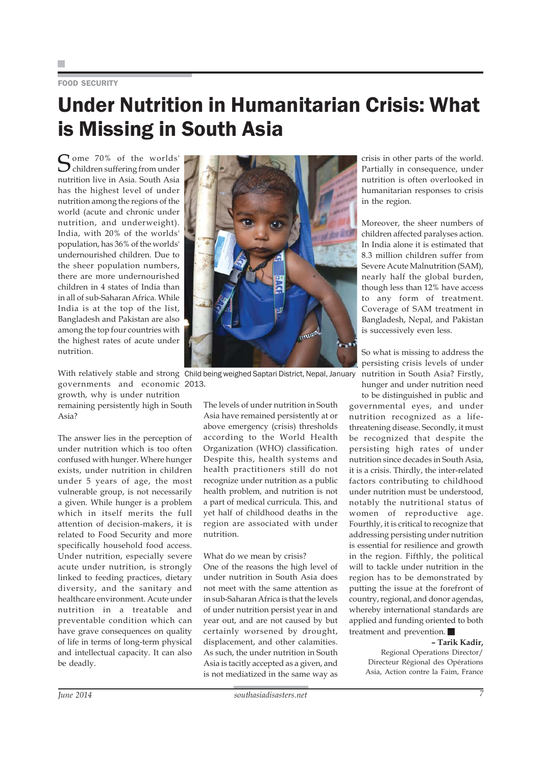FOOD SECURITY

# Under Nutrition in Humanitarian Crisis: What is Missing in South Asia

Some 70% of the worlds' children suffering from under nutrition live in Asia. South Asia has the highest level of under nutrition among the regions of the world (acute and chronic under nutrition, and underweight). India, with 20% of the worlds' population, has 36% of the worlds' undernourished children. Due to the sheer population numbers, there are more undernourished children in 4 states of India than in all of sub-Saharan Africa. While India is at the top of the list, Bangladesh and Pakistan are also among the top four countries with the highest rates of acute under nutrition.

With relatively stable and strong governments and economic growth, why is under nutrition remaining persistently high in South Asia?

The answer lies in the perception of under nutrition which is too often confused with hunger. Where hunger exists, under nutrition in children under 5 years of age, the most vulnerable group, is not necessarily a given. While hunger is a problem which in itself merits the full attention of decision-makers, it is related to Food Security and more specifically household food access. Under nutrition, especially severe acute under nutrition, is strongly linked to feeding practices, dietary diversity, and the sanitary and healthcare environment. Acute under nutrition in a treatable and preventable condition which can have grave consequences on quality of life in terms of long-term physical and intellectual capacity. It can also be deadly.

Child being weighed Saptari District, Nepal, January 2013.

The levels of under nutrition in South Asia have remained persistently at or above emergency (crisis) thresholds according to the World Health Organization (WHO) classification. Despite this, health systems and health practitioners still do not recognize under nutrition as a public health problem, and nutrition is not a part of medical curricula. This, and yet half of childhood deaths in the region are associated with under nutrition.

What do we mean by crisis?

One of the reasons the high level of under nutrition in South Asia does not meet with the same attention as in sub-Saharan Africa is that the levels of under nutrition persist year in and year out, and are not caused by but certainly worsened by drought, displacement, and other calamities. As such, the under nutrition in South Asia is tacitly accepted as a given, and is not mediatized in the same way as crisis in other parts of the world. Partially in consequence, under nutrition is often overlooked in humanitarian responses to crisis in the region.

Moreover, the sheer numbers of children affected paralyses action. In India alone it is estimated that 8.3 million children suffer from Severe Acute Malnutrition (SAM), nearly half the global burden, though less than 12% have access to any form of treatment. Coverage of SAM treatment in Bangladesh, Nepal, and Pakistan is successively even less.

So what is missing to address the persisting crisis levels of under nutrition in South Asia? Firstly, hunger and under nutrition need to be distinguished in public and governmental eyes, and under nutrition recognized as a life-threatening disease. Secondly, it must be recognized that despite the persisting high rates of under nutrition since decades in South Asia, it is a crisis. Thirdly, the inter-related factors contributing to childhood under nutrition must be understood, notably the nutritional status of women of reproductive age. Fourthly, it is critical to recognize that addressing persisting under nutrition is essential for resilience and growth in the region. Fifthly, the political will to tackle under nutrition in the region has to be demonstrated by putting the issue at the forefront of country, regional, and donor agendas, whereby international standards are applied and funding oriented to both treatment and prevention. ■

**– Tarik Kadir,**
Regional Operations Director/
Directeur Régional des Opérations
Asia, Action contre la Faim, France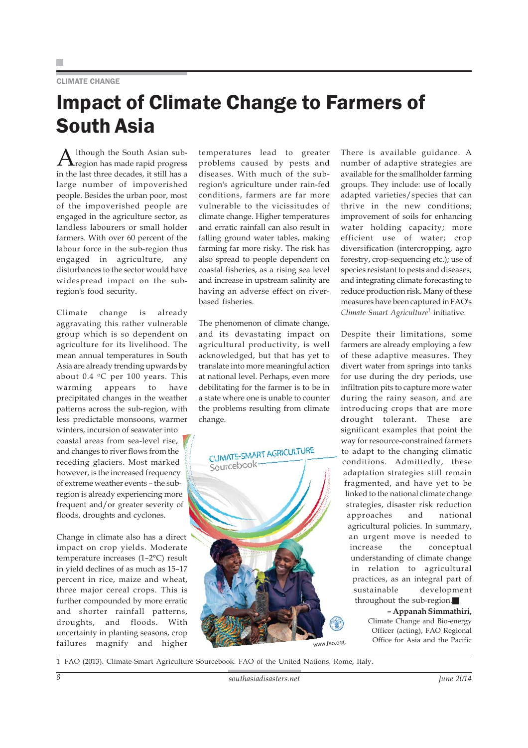CLIMATE CHANGE

# Impact of Climate Change to Farmers of South Asia

Although the South Asian sub-region has made rapid progress in the last three decades, it still has a large number of impoverished people. Besides the urban poor, most of the impoverished people are engaged in the agriculture sector, as landless labourers or small holder farmers. With over 60 percent of the labour force in the sub-region thus engaged in agriculture, any disturbances to the sector would have widespread impact on the sub-region's food security.

Climate change is already aggravating this rather vulnerable group which is so dependent on agriculture for its livelihood. The mean annual temperatures in South Asia are already trending upwards by about 0.4 ºC per 100 years. This warming appears to have precipitated changes in the weather patterns across the sub-region, with less predictable monsoons, warmer winters, incursion of seawater into coastal areas from sea-level rise, and changes to river flows from the receding glaciers. Most marked however, is the increased frequency of extreme weather events – the sub-region is already experiencing more frequent and/or greater severity of floods, droughts and cyclones.

Change in climate also has a direct impact on crop yields. Moderate temperature increases (1–2°C) result in yield declines of as much as 15–17 percent in rice, maize and wheat, three major cereal crops. This is further compounded by more erratic and shorter rainfall patterns, droughts, and floods. With uncertainty in planting seasons, crop failures magnify and higher temperatures lead to greater problems caused by pests and diseases. With much of the sub-region's agriculture under rain-fed conditions, farmers are far more vulnerable to the vicissitudes of climate change. Higher temperatures and erratic rainfall can also result in falling ground water tables, making farming far more risky. The risk has also spread to people dependent on coastal fisheries, as a rising sea level and increase in upstream salinity are having an adverse effect on river-based fisheries.

The phenomenon of climate change, and its devastating impact on agricultural productivity, is well acknowledged, but that has yet to translate into more meaningful action at national level. Perhaps, even more debilitating for the farmer is to be in a state where one is unable to counter the problems resulting from climate change.

There is available guidance. A number of adaptive strategies are available for the smallholder farming groups. They include: use of locally adapted varieties/species that can thrive in the new conditions; improvement of soils for enhancing water holding capacity; more efficient use of water; crop diversification (intercropping, agro forestry, crop-sequencing etc.); use of species resistant to pests and diseases; and integrating climate forecasting to reduce production risk. Many of these measures have been captured in FAO's *Climate Smart Agriculture*[1] initiative.

Despite their limitations, some farmers are already employing a few of these adaptive measures. They divert water from springs into tanks for use during the dry periods, use infiltration pits to capture more water during the rainy season, and are introducing crops that are more drought tolerant. These are significant examples that point the way for resource-constrained farmers to adapt to the changing climatic conditions. Admittedly, these adaptation strategies still remain fragmented, and have yet to be linked to the national climate change strategies, disaster risk reduction approaches and national agricultural policies. In summary, an urgent move is needed to increase the conceptual understanding of climate change in relation to agricultural practices, as an integral part of sustainable development throughout the sub-region.■

**– Appanah Simmathiri,**
Climate Change and Bio-energy Officer (acting), FAO Regional Office for Asia and the Pacific

1 FAO (2013). Climate-Smart Agriculture Sourcebook. FAO of the United Nations. Rome, Italy.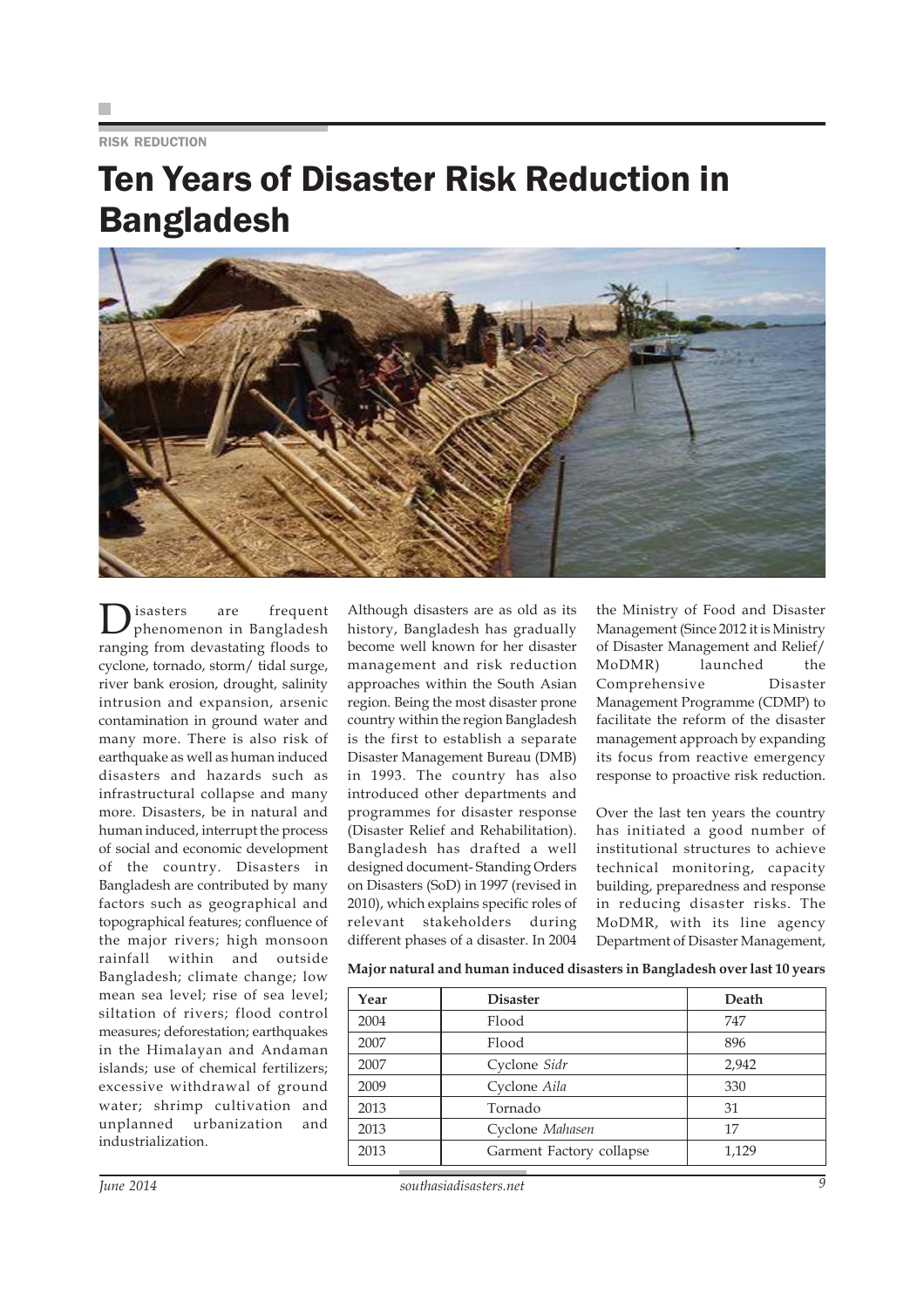RISK REDUCTION

# Ten Years of Disaster Risk Reduction in Bangladesh

Disasters are frequent phenomenon in Bangladesh ranging from devastating floods to cyclone, tornado, storm/ tidal surge, river bank erosion, drought, salinity intrusion and expansion, arsenic contamination in ground water and many more. There is also risk of earthquake as well as human induced disasters and hazards such as infrastructural collapse and many more. Disasters, be in natural and human induced, interrupt the process of social and economic development of the country. Disasters in Bangladesh are contributed by many factors such as geographical and topographical features; confluence of the major rivers; high monsoon rainfall within and outside Bangladesh; climate change; low mean sea level; rise of sea level; siltation of rivers; flood control measures; deforestation; earthquakes in the Himalayan and Andaman islands; use of chemical fertilizers; excessive withdrawal of ground water; shrimp cultivation and unplanned urbanization and industrialization.

Although disasters are as old as its history, Bangladesh has gradually become well known for her disaster management and risk reduction approaches within the South Asian region. Being the most disaster prone country within the region Bangladesh is the first to establish a separate Disaster Management Bureau (DMB) in 1993. The country has also introduced other departments and programmes for disaster response (Disaster Relief and Rehabilitation). Bangladesh has drafted a well designed document- Standing Orders on Disasters (SoD) in 1997 (revised in 2010), which explains specific roles of relevant stakeholders during different phases of a disaster. In 2004 the Ministry of Food and Disaster Management (Since 2012 it is Ministry of Disaster Management and Relief/ MoDMR) launched the Comprehensive Disaster Management Programme (CDMP) to facilitate the reform of the disaster management approach by expanding its focus from reactive emergency response to proactive risk reduction.

Over the last ten years the country has initiated a good number of institutional structures to achieve technical monitoring, capacity building, preparedness and response in reducing disaster risks. The MoDMR, with its line agency Department of Disaster Management,

**Major natural and human induced disasters in Bangladesh over last 10 years**

| Year | Disaster | Death |
|---|---|---|
| 2004 | Flood | 747 |
| 2007 | Flood | 896 |
| 2007 | Cyclone *Sidr* | 2,942 |
| 2009 | Cyclone *Aila* | 330 |
| 2013 | Tornado | 31 |
| 2013 | Cyclone *Mahasen* | 17 |
| 2013 | Garment Factory collapse | 1,129 |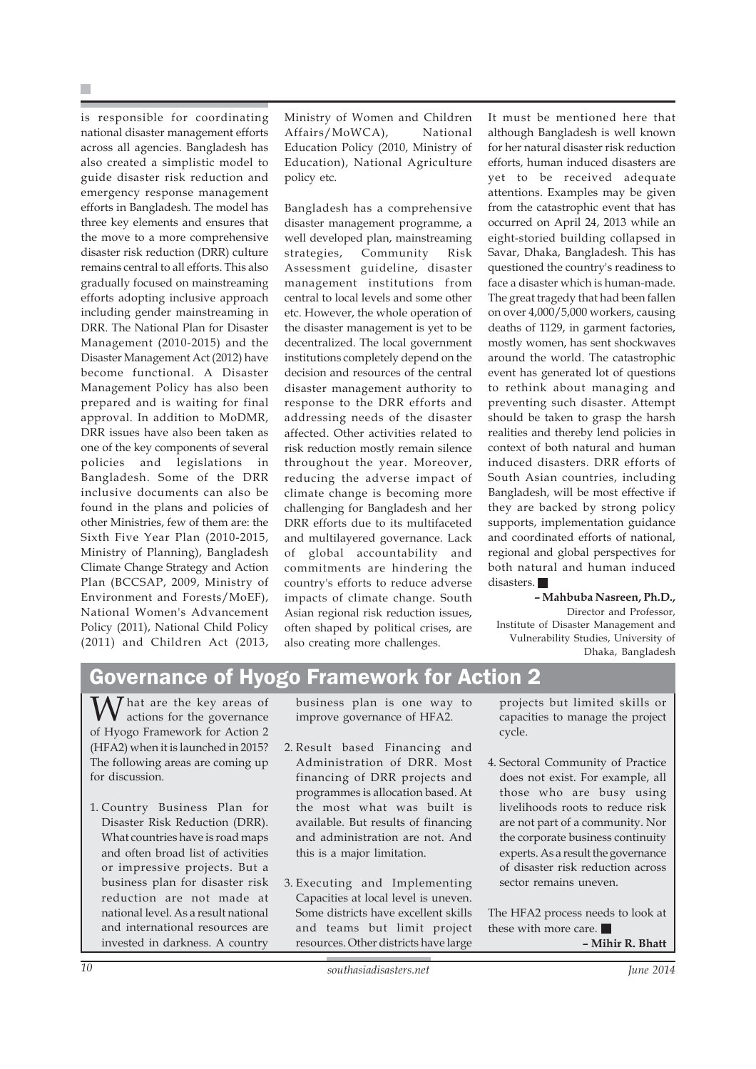is responsible for coordinating national disaster management efforts across all agencies. Bangladesh has also created a simplistic model to guide disaster risk reduction and emergency response management efforts in Bangladesh. The model has three key elements and ensures that the move to a more comprehensive disaster risk reduction (DRR) culture remains central to all efforts. This also gradually focused on mainstreaming efforts adopting inclusive approach including gender mainstreaming in DRR. The National Plan for Disaster Management (2010-2015) and the Disaster Management Act (2012) have become functional. A Disaster Management Policy has also been prepared and is waiting for final approval. In addition to MoDMR, DRR issues have also been taken as one of the key components of several policies and legislations in Bangladesh. Some of the DRR inclusive documents can also be found in the plans and policies of other Ministries, few of them are: the Sixth Five Year Plan (2010-2015, Ministry of Planning), Bangladesh Climate Change Strategy and Action Plan (BCCSAP, 2009, Ministry of Environment and Forests/MoEF), National Women's Advancement Policy (2011), National Child Policy (2011) and Children Act (2013, Ministry of Women and Children Affairs/MoWCA), National Education Policy (2010, Ministry of Education), National Agriculture policy etc.

Bangladesh has a comprehensive disaster management programme, a well developed plan, mainstreaming strategies, Community Risk Assessment guideline, disaster management institutions from central to local levels and some other etc. However, the whole operation of the disaster management is yet to be decentralized. The local government institutions completely depend on the decision and resources of the central disaster management authority to response to the DRR efforts and addressing needs of the disaster affected. Other activities related to risk reduction mostly remain silence throughout the year. Moreover, reducing the adverse impact of climate change is becoming more challenging for Bangladesh and her DRR efforts due to its multifaceted and multilayered governance. Lack of global accountability and commitments are hindering the country's efforts to reduce adverse impacts of climate change. South Asian regional risk reduction issues, often shaped by political crises, are also creating more challenges.

It must be mentioned here that although Bangladesh is well known for her natural disaster risk reduction efforts, human induced disasters are yet to be received adequate attentions. Examples may be given from the catastrophic event that has occurred on April 24, 2013 while an eight-storied building collapsed in Savar, Dhaka, Bangladesh. This has questioned the country's readiness to face a disaster which is human-made. The great tragedy that had been fallen on over 4,000/5,000 workers, causing deaths of 1129, in garment factories, mostly women, has sent shockwaves around the world. The catastrophic event has generated lot of questions to rethink about managing and preventing such disaster. Attempt should be taken to grasp the harsh realities and thereby lend policies in context of both natural and human induced disasters. DRR efforts of South Asian countries, including Bangladesh, will be most effective if they are backed by strong policy supports, implementation guidance and coordinated efforts of national, regional and global perspectives for both natural and human induced disasters. ■

**– Mahbuba Nasreen, Ph.D.,**
Director and Professor,
Institute of Disaster Management and Vulnerability Studies, University of Dhaka, Bangladesh

## Governance of Hyogo Framework for Action 2

What are the key areas of actions for the governance of Hyogo Framework for Action 2 (HFA2) when it is launched in 2015? The following areas are coming up for discussion.

1. Country Business Plan for Disaster Risk Reduction (DRR). What countries have is road maps and often broad list of activities or impressive projects. But a business plan for disaster risk reduction are not made at national level. As a result national and international resources are invested in darkness. A country business plan is one way to improve governance of HFA2.

2. Result based Financing and Administration of DRR. Most financing of DRR projects and programmes is allocation based. At the most what was built is available. But results of financing and administration are not. And this is a major limitation.

3. Executing and Implementing Capacities at local level is uneven. Some districts have excellent skills and teams but limit project resources. Other districts have large projects but limited skills or capacities to manage the project cycle.

4. Sectoral Community of Practice does not exist. For example, all those who are busy using livelihoods roots to reduce risk are not part of a community. Nor the corporate business continuity experts. As a result the governance of disaster risk reduction across sector remains uneven.

The HFA2 process needs to look at these with more care. ■

**– Mihir R. Bhatt**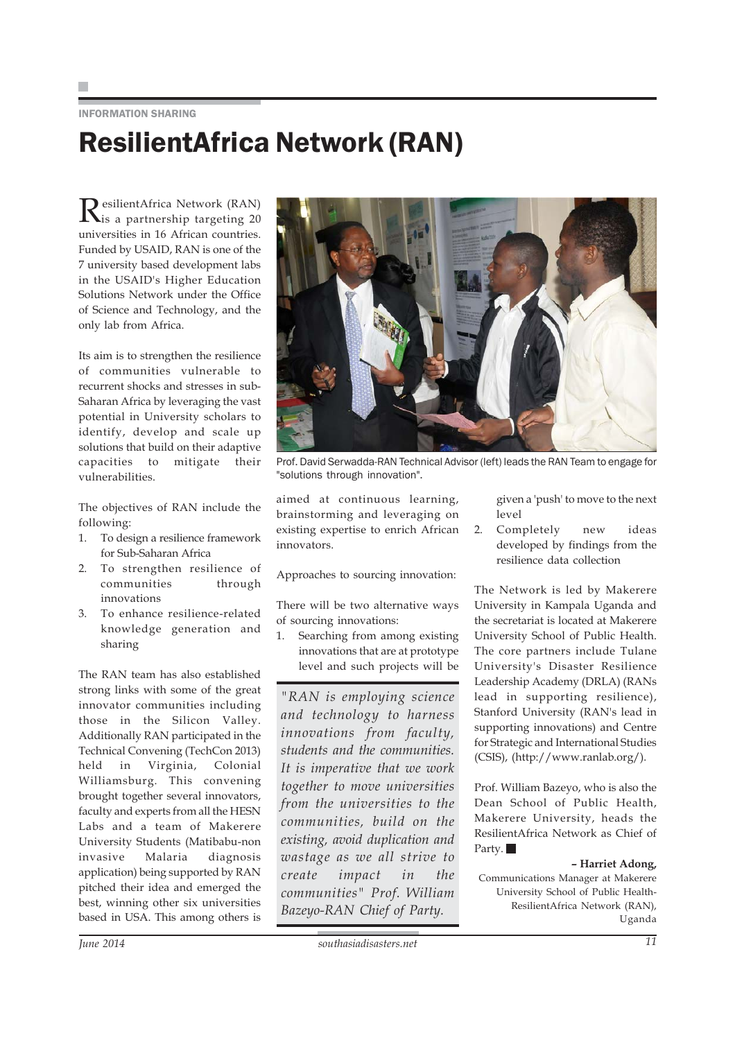INFORMATION SHARING

# ResilientAfrica Network (RAN)

ResilientAfrica Network (RAN) is a partnership targeting 20 universities in 16 African countries. Funded by USAID, RAN is one of the 7 university based development labs in the USAID's Higher Education Solutions Network under the Office of Science and Technology, and the only lab from Africa.

Its aim is to strengthen the resilience of communities vulnerable to recurrent shocks and stresses in sub-Saharan Africa by leveraging the vast potential in University scholars to identify, develop and scale up solutions that build on their adaptive capacities to mitigate their vulnerabilities.

The objectives of RAN include the following:

1. To design a resilience framework for Sub-Saharan Africa
2. To strengthen resilience of communities through innovations
3. To enhance resilience-related knowledge generation and sharing

The RAN team has also established strong links with some of the great innovator communities including those in the Silicon Valley. Additionally RAN participated in the Technical Convening (TechCon 2013) held in Virginia, Colonial Williamsburg. This convening brought together several innovators, faculty and experts from all the HESN Labs and a team of Makerere University Students (Matibabu-non invasive Malaria diagnosis application) being supported by RAN pitched their idea and emerged the best, winning other six universities based in USA. This among others is aimed at continuous learning, brainstorming and leveraging on existing expertise to enrich African innovators.

Prof. David Serwadda-RAN Technical Advisor (left) leads the RAN Team to engage for "solutions through innovation".

Approaches to sourcing innovation:

There will be two alternative ways of sourcing innovations:

1. Searching from among existing innovations that are at prototype level and such projects will be given a 'push' to move to the next level
2. Completely new ideas developed by findings from the resilience data collection

> *"RAN is employing science and technology to harness innovations from faculty, students and the communities. It is imperative that we work together to move universities from the universities to the communities, build on the existing, avoid duplication and wastage as we all strive to create impact in the communities" Prof. William Bazeyo-RAN Chief of Party.*

The Network is led by Makerere University in Kampala Uganda and the secretariat is located at Makerere University School of Public Health. The core partners include Tulane University's Disaster Resilience Leadership Academy (DRLA) (RANs lead in supporting resilience), Stanford University (RAN's lead in supporting innovations) and Centre for Strategic and International Studies (CSIS), (http://www.ranlab.org/).

Prof. William Bazeyo, who is also the Dean School of Public Health, Makerere University, heads the ResilientAfrica Network as Chief of Party. ■

**– Harriet Adong,**
Communications Manager at Makerere University School of Public Health-ResilientAfrica Network (RAN), Uganda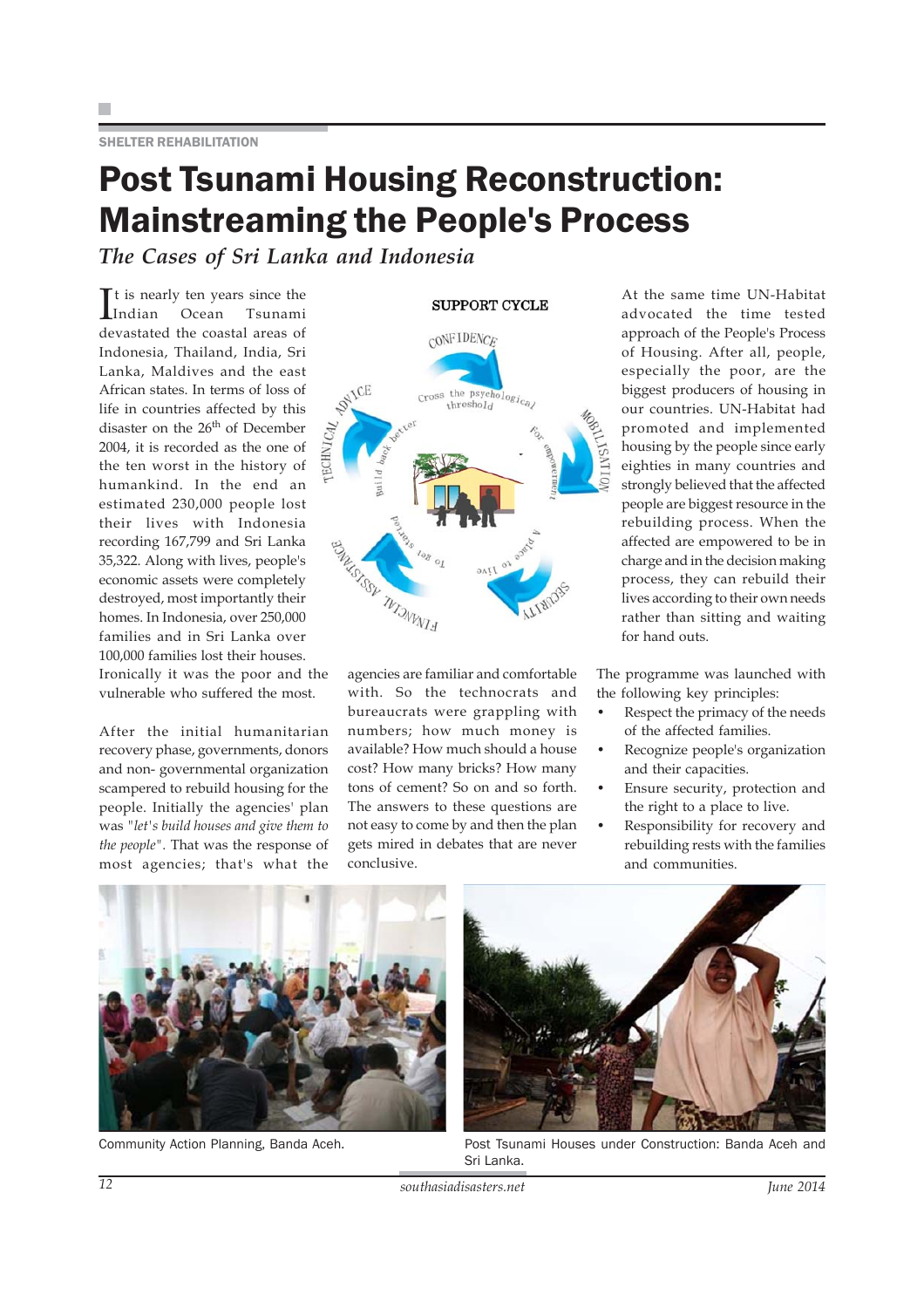SHELTER REHABILITATION

# Post Tsunami Housing Reconstruction: Mainstreaming the People's Process

## *The Cases of Sri Lanka and Indonesia*

It is nearly ten years since the Indian Ocean Tsunami devastated the coastal areas of Indonesia, Thailand, India, Sri Lanka, Maldives and the east African states. In terms of loss of life in countries affected by this disaster on the 26th of December 2004, it is recorded as the one of the ten worst in the history of humankind. In the end an estimated 230,000 people lost their lives with Indonesia recording 167,799 and Sri Lanka 35,322. Along with lives, people's economic assets were completely destroyed, most importantly their homes. In Indonesia, over 250,000 families and in Sri Lanka over 100,000 families lost their houses. Ironically it was the poor and the vulnerable who suffered the most.

After the initial humanitarian recovery phase, governments, donors and non- governmental organization scampered to rebuild housing for the people. Initially the agencies' plan was "*let's build houses and give them to the people*". That was the response of most agencies; that's what the agencies are familiar and comfortable with. So the technocrats and bureaucrats were grappling with numbers; how much money is available? How much should a house cost? How many bricks? How many tons of cement? So on and so forth. The answers to these questions are not easy to come by and then the plan gets mired in debates that are never conclusive.

SUPPORT CYCLE

CONFIDENCE – Cross the psychological threshold
MOBILISATION – For empowerment
SECURITY – A place to live
FINANCIAL ASSISTANCE – To get started
TECHNICAL ADVICE – Build back better

At the same time UN-Habitat advocated the time tested approach of the People's Process of Housing. After all, people, especially the poor, are the biggest producers of housing in our countries. UN-Habitat had promoted and implemented housing by the people since early eighties in many countries and strongly believed that the affected people are biggest resource in the rebuilding process. When the affected are empowered to be in charge and in the decision making process, they can rebuild their lives according to their own needs rather than sitting and waiting for hand outs.

The programme was launched with the following key principles:

- Respect the primacy of the needs of the affected families.
- Recognize people's organization and their capacities.
- Ensure security, protection and the right to a place to live.
- Responsibility for recovery and rebuilding rests with the families and communities.

Community Action Planning, Banda Aceh.

Post Tsunami Houses under Construction: Banda Aceh and Sri Lanka.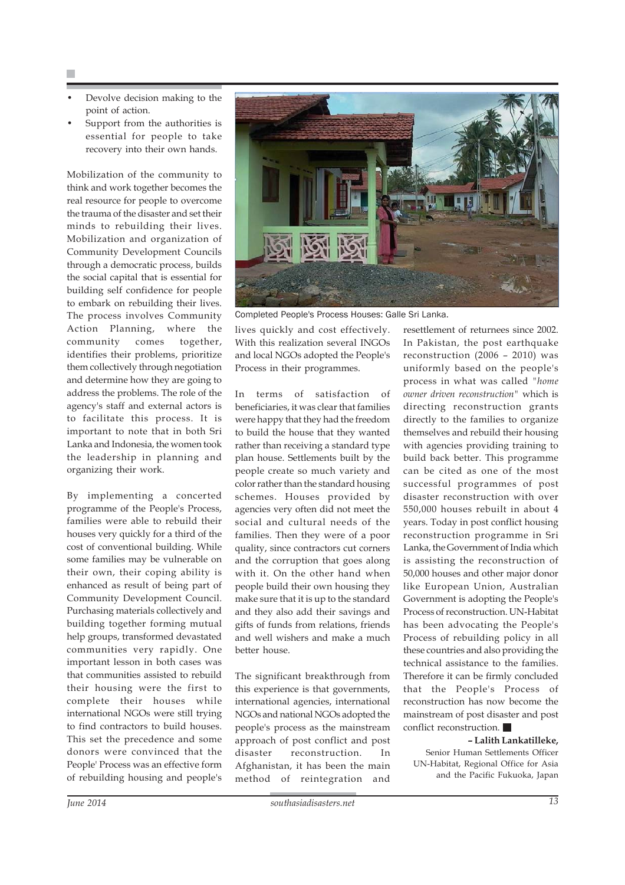- Devolve decision making to the point of action.
- Support from the authorities is essential for people to take recovery into their own hands.

Mobilization of the community to think and work together becomes the real resource for people to overcome the trauma of the disaster and set their minds to rebuilding their lives. Mobilization and organization of Community Development Councils through a democratic process, builds the social capital that is essential for building self confidence for people to embark on rebuilding their lives. The process involves Community Action Planning, where the community comes together, identifies their problems, prioritize them collectively through negotiation and determine how they are going to address the problems. The role of the agency's staff and external actors is to facilitate this process. It is important to note that in both Sri Lanka and Indonesia, the women took the leadership in planning and organizing their work.

By implementing a concerted programme of the People's Process, families were able to rebuild their houses very quickly for a third of the cost of conventional building. While some families may be vulnerable on their own, their coping ability is enhanced as result of being part of Community Development Council. Purchasing materials collectively and building together forming mutual help groups, transformed devastated communities very rapidly. One important lesson in both cases was that communities assisted to rebuild their housing were the first to complete their houses while international NGOs were still trying to find contractors to build houses. This set the precedence and some donors were convinced that the People' Process was an effective form of rebuilding housing and people's lives quickly and cost effectively. With this realization several INGOs and local NGOs adopted the People's Process in their programmes.

Completed People's Process Houses: Galle Sri Lanka.

In terms of satisfaction of beneficiaries, it was clear that families were happy that they had the freedom to build the house that they wanted rather than receiving a standard type plan house. Settlements built by the people create so much variety and color rather than the standard housing schemes. Houses provided by agencies very often did not meet the social and cultural needs of the families. Then they were of a poor quality, since contractors cut corners and the corruption that goes along with it. On the other hand when people build their own housing they make sure that it is up to the standard and they also add their savings and gifts of funds from relations, friends and well wishers and make a much better house.

The significant breakthrough from this experience is that governments, international agencies, international NGOs and national NGOs adopted the people's process as the mainstream approach of post conflict and post disaster reconstruction. In Afghanistan, it has been the main method of reintegration and resettlement of returnees since 2002. In Pakistan, the post earthquake reconstruction (2006 – 2010) was uniformly based on the people's process in what was called "*home owner driven reconstruction*" which is directing reconstruction grants directly to the families to organize themselves and rebuild their housing with agencies providing training to build back better. This programme can be cited as one of the most successful programmes of post disaster reconstruction with over 550,000 houses rebuilt in about 4 years. Today in post conflict housing reconstruction programme in Sri Lanka, the Government of India which is assisting the reconstruction of 50,000 houses and other major donor like European Union, Australian Government is adopting the People's Process of reconstruction. UN-Habitat has been advocating the People's Process of rebuilding policy in all these countries and also providing the technical assistance to the families. Therefore it can be firmly concluded that the People's Process of reconstruction has now become the mainstream of post disaster and post conflict reconstruction. ■

**– Lalith Lankatilleke,**
Senior Human Settlements Officer
UN-Habitat, Regional Office for Asia and the Pacific Fukuoka, Japan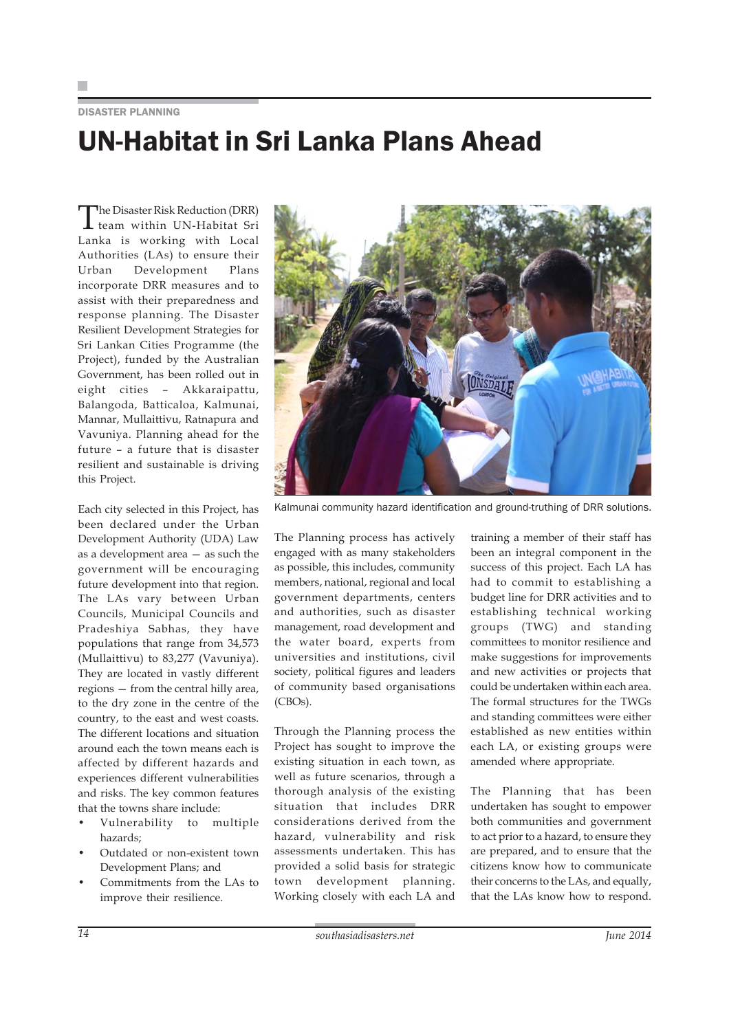DISASTER PLANNING

# UN-Habitat in Sri Lanka Plans Ahead

The Disaster Risk Reduction (DRR) team within UN-Habitat Sri Lanka is working with Local Authorities (LAs) to ensure their Urban Development Plans incorporate DRR measures and to assist with their preparedness and response planning. The Disaster Resilient Development Strategies for Sri Lankan Cities Programme (the Project), funded by the Australian Government, has been rolled out in eight cities – Akkaraipattu, Balangoda, Batticaloa, Kalmunai, Mannar, Mullaittivu, Ratnapura and Vavuniya. Planning ahead for the future – a future that is disaster resilient and sustainable is driving this Project.

Each city selected in this Project, has been declared under the Urban Development Authority (UDA) Law as a development area — as such the government will be encouraging future development into that region. The LAs vary between Urban Councils, Municipal Councils and Pradeshiya Sabhas, they have populations that range from 34,573 (Mullaittivu) to 83,277 (Vavuniya). They are located in vastly different regions — from the central hilly area, to the dry zone in the centre of the country, to the east and west coasts. The different locations and situation around each the town means each is affected by different hazards and experiences different vulnerabilities and risks. The key common features that the towns share include:

- Vulnerability to multiple hazards;
- Outdated or non-existent town Development Plans; and
- Commitments from the LAs to improve their resilience.

Kalmunai community hazard identification and ground-truthing of DRR solutions.

The Planning process has actively engaged with as many stakeholders as possible, this includes, community members, national, regional and local government departments, centers and authorities, such as disaster management, road development and the water board, experts from universities and institutions, civil society, political figures and leaders of community based organisations (CBOs).

Through the Planning process the Project has sought to improve the existing situation in each town, as well as future scenarios, through a thorough analysis of the existing situation that includes DRR considerations derived from the hazard, vulnerability and risk assessments undertaken. This has provided a solid basis for strategic town development planning. Working closely with each LA and training a member of their staff has been an integral component in the success of this project. Each LA has had to commit to establishing a budget line for DRR activities and to establishing technical working groups (TWG) and standing committees to monitor resilience and make suggestions for improvements and new activities or projects that could be undertaken within each area. The formal structures for the TWGs and standing committees were either established as new entities within each LA, or existing groups were amended where appropriate.

The Planning that has been undertaken has sought to empower both communities and government to act prior to a hazard, to ensure they are prepared, and to ensure that the citizens know how to communicate their concerns to the LAs, and equally, that the LAs know how to respond.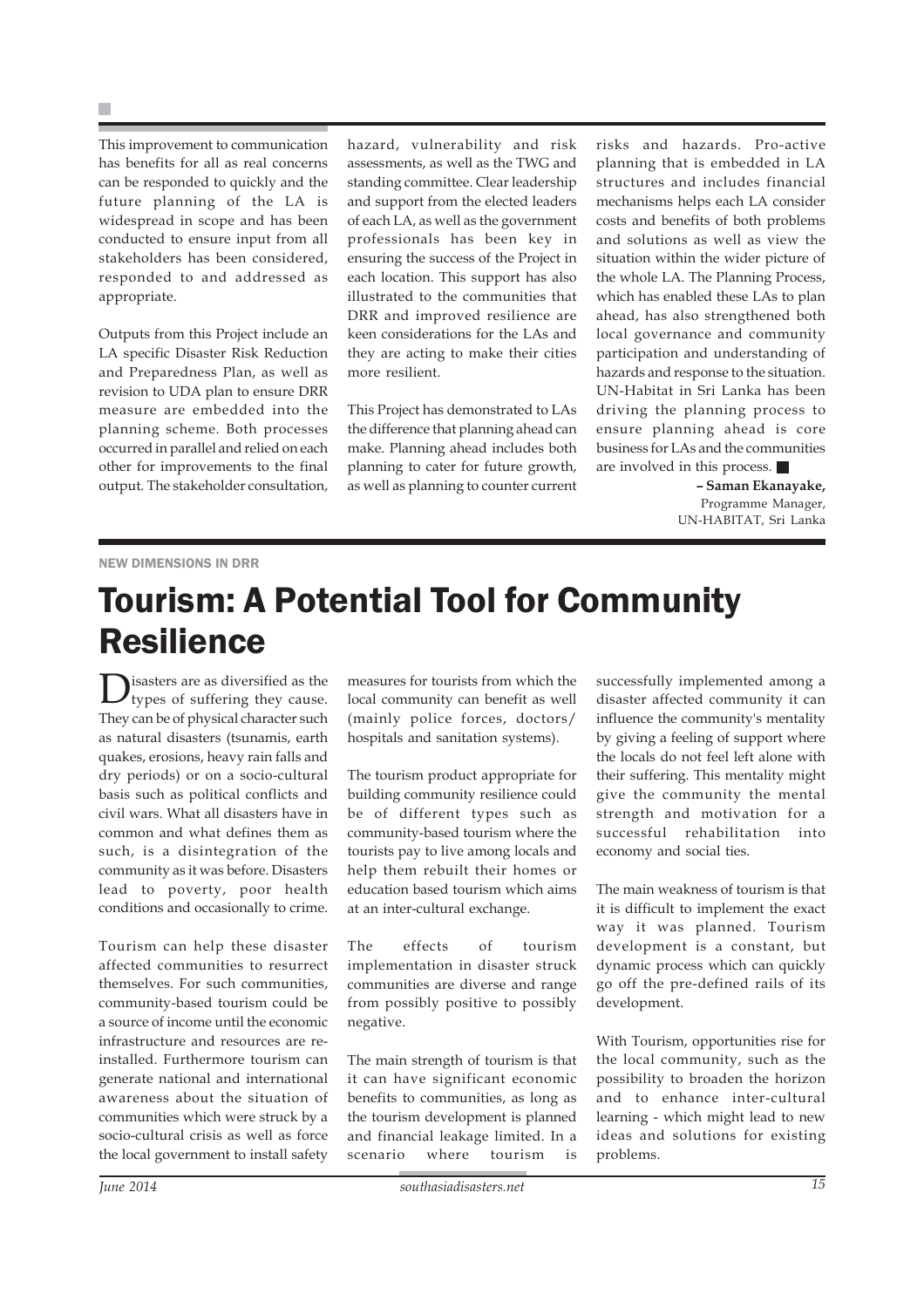This improvement to communication has benefits for all as real concerns can be responded to quickly and the future planning of the LA is widespread in scope and has been conducted to ensure input from all stakeholders has been considered, responded to and addressed as appropriate.

Outputs from this Project include an LA specific Disaster Risk Reduction and Preparedness Plan, as well as revision to UDA plan to ensure DRR measure are embedded into the planning scheme. Both processes occurred in parallel and relied on each other for improvements to the final output. The stakeholder consultation, hazard, vulnerability and risk assessments, as well as the TWG and standing committee. Clear leadership and support from the elected leaders of each LA, as well as the government professionals has been key in ensuring the success of the Project in each location. This support has also illustrated to the communities that DRR and improved resilience are keen considerations for the LAs and they are acting to make their cities more resilient.

This Project has demonstrated to LAs the difference that planning ahead can make. Planning ahead includes both planning to cater for future growth, as well as planning to counter current risks and hazards. Pro-active planning that is embedded in LA structures and includes financial mechanisms helps each LA consider costs and benefits of both problems and solutions as well as view the situation within the wider picture of the whole LA. The Planning Process, which has enabled these LAs to plan ahead, has also strengthened both local governance and community participation and understanding of hazards and response to the situation. UN-Habitat in Sri Lanka has been driving the planning process to ensure planning ahead is core business for LAs and the communities are involved in this process. ■

**– Saman Ekanayake,**
Programme Manager,
UN-HABITAT, Sri Lanka

NEW DIMENSIONS IN DRR

# Tourism: A Potential Tool for Community Resilience

Disasters are as diversified as the types of suffering they cause. They can be of physical character such as natural disasters (tsunamis, earth quakes, erosions, heavy rain falls and dry periods) or on a socio-cultural basis such as political conflicts and civil wars. What all disasters have in common and what defines them as such, is a disintegration of the community as it was before. Disasters lead to poverty, poor health conditions and occasionally to crime.

Tourism can help these disaster affected communities to resurrect themselves. For such communities, community-based tourism could be a source of income until the economic infrastructure and resources are re-installed. Furthermore tourism can generate national and international awareness about the situation of communities which were struck by a socio-cultural crisis as well as force the local government to install safety measures for tourists from which the local community can benefit as well (mainly police forces, doctors/ hospitals and sanitation systems).

The tourism product appropriate for building community resilience could be of different types such as community-based tourism where the tourists pay to live among locals and help them rebuilt their homes or education based tourism which aims at an inter-cultural exchange.

The effects of tourism implementation in disaster struck communities are diverse and range from possibly positive to possibly negative.

The main strength of tourism is that it can have significant economic benefits to communities, as long as the tourism development is planned and financial leakage limited. In a scenario where tourism is successfully implemented among a disaster affected community it can influence the community's mentality by giving a feeling of support where the locals do not feel left alone with their suffering. This mentality might give the community the mental strength and motivation for a successful rehabilitation into economy and social ties.

The main weakness of tourism is that it is difficult to implement the exact way it was planned. Tourism development is a constant, but dynamic process which can quickly go off the pre-defined rails of its development.

With Tourism, opportunities rise for the local community, such as the possibility to broaden the horizon and to enhance inter-cultural learning - which might lead to new ideas and solutions for existing problems.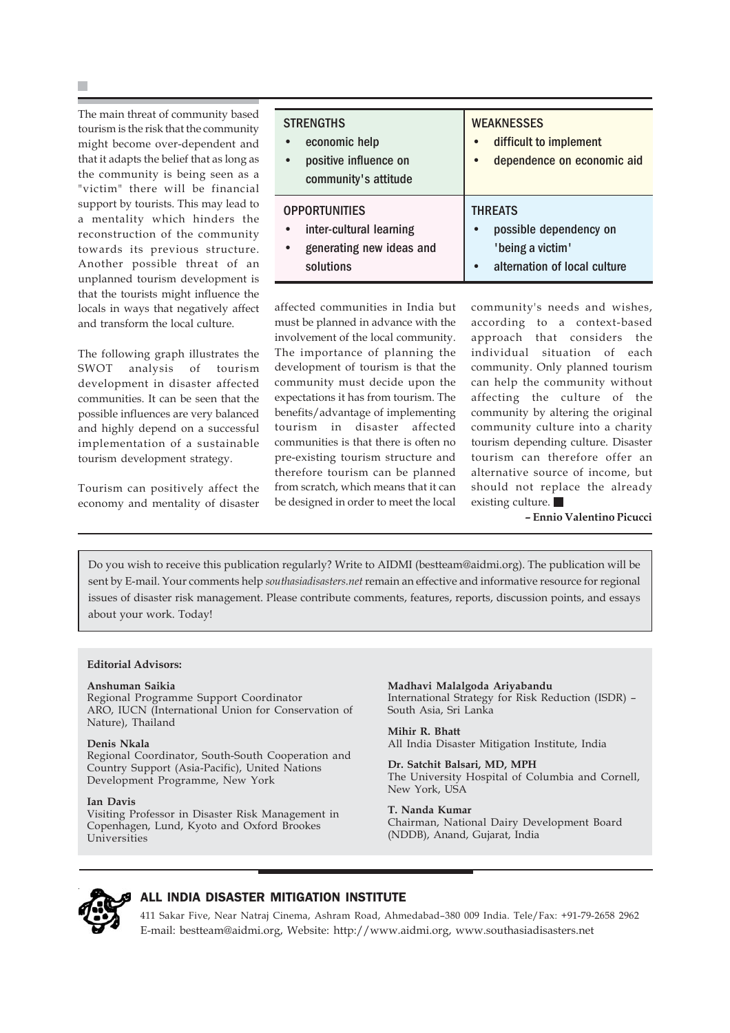The main threat of community based tourism is the risk that the community might become over-dependent and that it adapts the belief that as long as the community is being seen as a "victim" there will be financial support by tourists. This may lead to a mentality which hinders the reconstruction of the community towards its previous structure. Another possible threat of an unplanned tourism development is that the tourists might influence the locals in ways that negatively affect and transform the local culture.

The following graph illustrates the SWOT analysis of tourism development in disaster affected communities. It can be seen that the possible influences are very balanced and highly depend on a successful implementation of a sustainable tourism development strategy.

| | |
|---|---|
| **STRENGTHS**<br>• economic help<br>• positive influence on community's attitude | **WEAKNESSES**<br>• difficult to implement<br>• dependence on economic aid |
| **OPPORTUNITIES**<br>• inter-cultural learning<br>• generating new ideas and solutions | **THREATS**<br>• possible dependency on 'being a victim'<br>• alternation of local culture |

Tourism can positively affect the economy and mentality of disaster affected communities in India but must be planned in advance with the involvement of the local community. The importance of planning the development of tourism is that the community must decide upon the expectations it has from tourism. The benefits/advantage of implementing tourism in disaster affected communities is that there is often no pre-existing tourism structure and therefore tourism can be planned from scratch, which means that it can be designed in order to meet the local community's needs and wishes, according to a context-based approach that considers the individual situation of each community. Only planned tourism can help the community without affecting the culture of the community by altering the original community culture into a charity tourism depending culture. Disaster tourism can therefore offer an alternative source of income, but should not replace the already existing culture. ■

**– Ennio Valentino Picucci**

---

Do you wish to receive this publication regularly? Write to AIDMI (bestteam@aidmi.org). The publication will be sent by E-mail. Your comments help *southasiadisasters.net* remain an effective and informative resource for regional issues of disaster risk management. Please contribute comments, features, reports, discussion points, and essays about your work. Today!

---

**Editorial Advisors:**

**Anshuman Saikia**
Regional Programme Support Coordinator
ARO, IUCN (International Union for Conservation of Nature), Thailand

**Denis Nkala**
Regional Coordinator, South-South Cooperation and Country Support (Asia-Pacific), United Nations Development Programme, New York

**Ian Davis**
Visiting Professor in Disaster Risk Management in Copenhagen, Lund, Kyoto and Oxford Brookes Universities

**Madhavi Malalgoda Ariyabandu**
International Strategy for Risk Reduction (ISDR) – South Asia, Sri Lanka

**Mihir R. Bhatt**
All India Disaster Mitigation Institute, India

**Dr. Satchit Balsari, MD, MPH**
The University Hospital of Columbia and Cornell, New York, USA

**T. Nanda Kumar**
Chairman, National Dairy Development Board (NDDB), Anand, Gujarat, India

---

**ALL INDIA DISASTER MITIGATION INSTITUTE**

411 Sakar Five, Near Natraj Cinema, Ashram Road, Ahmedabad–380 009 India. Tele/Fax: +91-79-2658 2962
E-mail: bestteam@aidmi.org, Website: http://www.aidmi.org, www.southasiadisasters.net